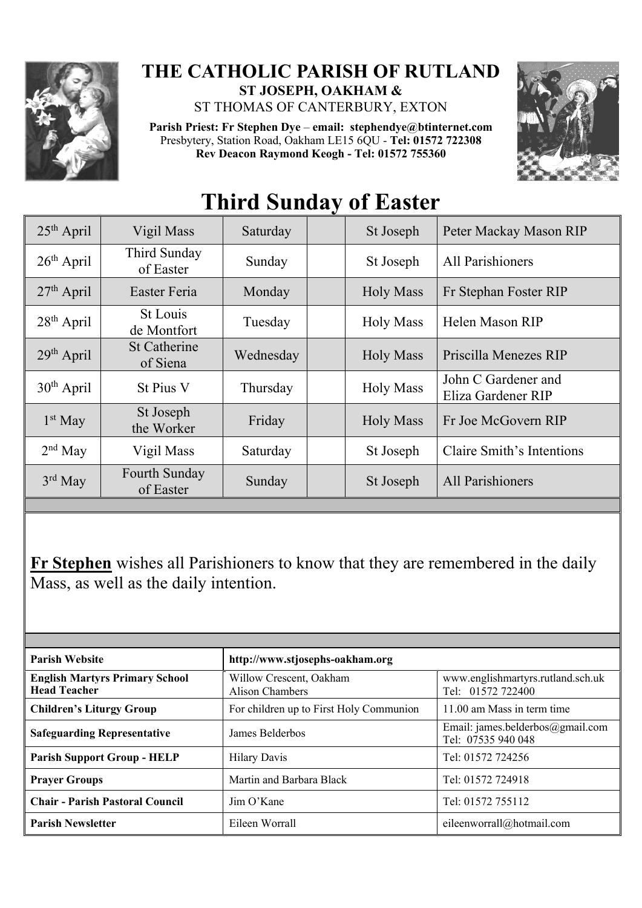# THE CATHOLIC PARISH OF RUTLAND

**ST JOSEPH, OAKHAM &**

ST THOMAS OF CANTERBURY, EXTON

**Parish Priest: Fr Stephen Dye** – **email: stephendye@btinternet.com**
Presbytery, Station Road, Oakham LE15 6QU - **Tel: 01572 722308**
**Rev Deacon Raymond Keogh - Tel: 01572 755360**

# Third Sunday of Easter

| | | | | | |
|---|---|---|---|---|---|
| 25th April | Vigil Mass | Saturday | | St Joseph | Peter Mackay Mason RIP |
| 26th April | Third Sunday of Easter | Sunday | | St Joseph | All Parishioners |
| 27th April | Easter Feria | Monday | | Holy Mass | Fr Stephan Foster RIP |
| 28th April | St Louis de Montfort | Tuesday | | Holy Mass | Helen Mason RIP |
| 29th April | St Catherine of Siena | Wednesday | | Holy Mass | Priscilla Menezes RIP |
| 30th April | St Pius V | Thursday | | Holy Mass | John C Gardener and Eliza Gardener RIP |
| 1st May | St Joseph the Worker | Friday | | Holy Mass | Fr Joe McGovern RIP |
| 2nd May | Vigil Mass | Saturday | | St Joseph | Claire Smith's Intentions |
| 3rd May | Fourth Sunday of Easter | Sunday | | St Joseph | All Parishioners |

**Fr Stephen** wishes all Parishioners to know that they are remembered in the daily Mass, as well as the daily intention.

| | | |
|---|---|---|
| **Parish Website** | **http://www.stjosephs-oakham.org** | |
| **English Martyrs Primary School Head Teacher** | Willow Crescent, Oakham<br>Alison Chambers | www.englishmartyrs.rutland.sch.uk<br>Tel: 01572 722400 |
| **Children's Liturgy Group** | For children up to First Holy Communion | 11.00 am Mass in term time |
| **Safeguarding Representative** | James Belderbos | Email: james.belderbos@gmail.com<br>Tel: 07535 940 048 |
| **Parish Support Group - HELP** | Hilary Davis | Tel: 01572 724256 |
| **Prayer Groups** | Martin and Barbara Black | Tel: 01572 724918 |
| **Chair - Parish Pastoral Council** | Jim O'Kane | Tel: 01572 755112 |
| **Parish Newsletter** | Eileen Worrall | eileenworrall@hotmail.com |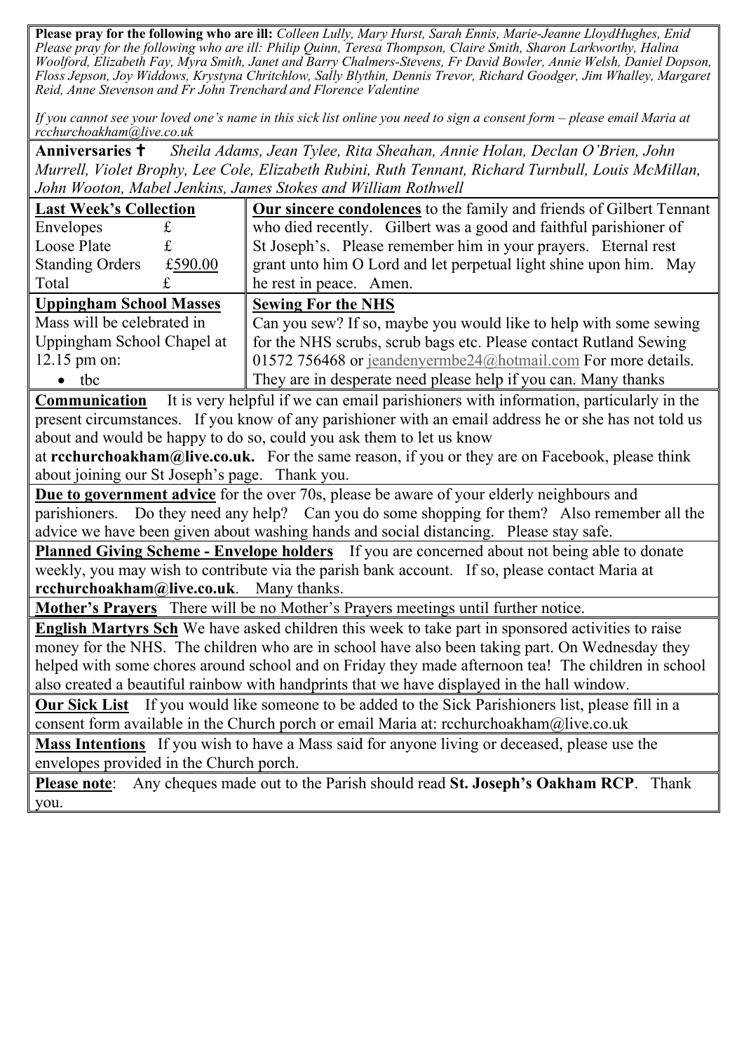**Please pray for the following who are ill:** *Colleen Lully, Mary Hurst, Sarah Ennis, Marie-Jeanne LloydHughes, Enid Please pray for the following who are ill: Philip Quinn, Teresa Thompson, Claire Smith, Sharon Larkworthy, Halina Woolford, Elizabeth Fay, Myra Smith, Janet and Barry Chalmers-Stevens, Fr David Bowler, Annie Welsh, Daniel Dopson, Floss Jepson, Joy Widdows, Krystyna Chritchlow, Sally Blythin, Dennis Trevor, Richard Goodger, Jim Whalley, Margaret Reid, Anne Stevenson and Fr John Trenchard and Florence Valentine*

*If you cannot see your loved one's name in this sick list online you need to sign a consent form – please email Maria at rcchurchoakham@live.co.uk*

**Anniversaries ✝** *Sheila Adams, Jean Tylee, Rita Sheahan, Annie Holan, Declan O'Brien, John Murrell, Violet Brophy, Lee Cole, Elizabeth Rubini, Ruth Tennant, Richard Turnbull, Louis McMillan, John Wooton, Mabel Jenkins, James Stokes and William Rothwell*

**Last Week's Collection**

| | |
|---|---|
| Envelopes | £ |
| Loose Plate | £ |
| Standing Orders | £590.00 |
| Total | £ |

**Our sincere condolences** to the family and friends of Gilbert Tennant who died recently. Gilbert was a good and faithful parishioner of St Joseph's. Please remember him in your prayers. Eternal rest grant unto him O Lord and let perpetual light shine upon him. May he rest in peace. Amen.

**Uppingham School Masses**

Mass will be celebrated in Uppingham School Chapel at 12.15 pm on:

- tbc

**Sewing For the NHS**

Can you sew? If so, maybe you would like to help with some sewing for the NHS scrubs, scrub bags etc. Please contact Rutland Sewing 01572 756468 or jeandenyermbe24@hotmail.com For more details. They are in desperate need please help if you can. Many thanks

**Communication** It is very helpful if we can email parishioners with information, particularly in the present circumstances. If you know of any parishioner with an email address he or she has not told us about and would be happy to do so, could you ask them to let us know at **rcchurchoakham@live.co.uk.** For the same reason, if you or they are on Facebook, please think about joining our St Joseph's page. Thank you.

**Due to government advice** for the over 70s, please be aware of your elderly neighbours and parishioners. Do they need any help? Can you do some shopping for them? Also remember all the advice we have been given about washing hands and social distancing. Please stay safe.

**Planned Giving Scheme - Envelope holders** If you are concerned about not being able to donate weekly, you may wish to contribute via the parish bank account. If so, please contact Maria at **rcchurchoakham@live.co.uk**. Many thanks.

**Mother's Prayers** There will be no Mother's Prayers meetings until further notice.

**English Martyrs Sch** We have asked children this week to take part in sponsored activities to raise money for the NHS. The children who are in school have also been taking part. On Wednesday they helped with some chores around school and on Friday they made afternoon tea! The children in school also created a beautiful rainbow with handprints that we have displayed in the hall window.

**Our Sick List** If you would like someone to be added to the Sick Parishioners list, please fill in a consent form available in the Church porch or email Maria at: rcchurchoakham@live.co.uk

**Mass Intentions** If you wish to have a Mass said for anyone living or deceased, please use the envelopes provided in the Church porch.

**Please note**: Any cheques made out to the Parish should read **St. Joseph's Oakham RCP**. Thank you.